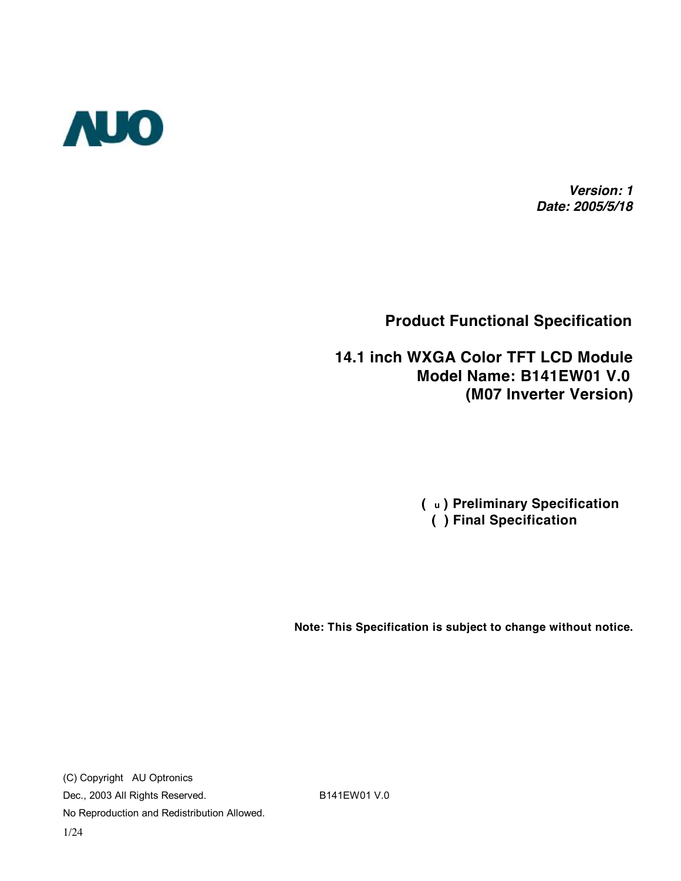AUO

***Version: 1***
***Date: 2005/5/18***

# Product Functional Specification

## 14.1 inch WXGA Color TFT LCD Module
## Model Name: B141EW01 V.0
## (M07 Inverter Version)

**( u ) Preliminary Specification**
**( ) Final Specification**

**Note: This Specification is subject to change without notice.**

(C) Copyright AU Optronics
Dec., 2003 All Rights Reserved.
No Reproduction and Redistribution Allowed.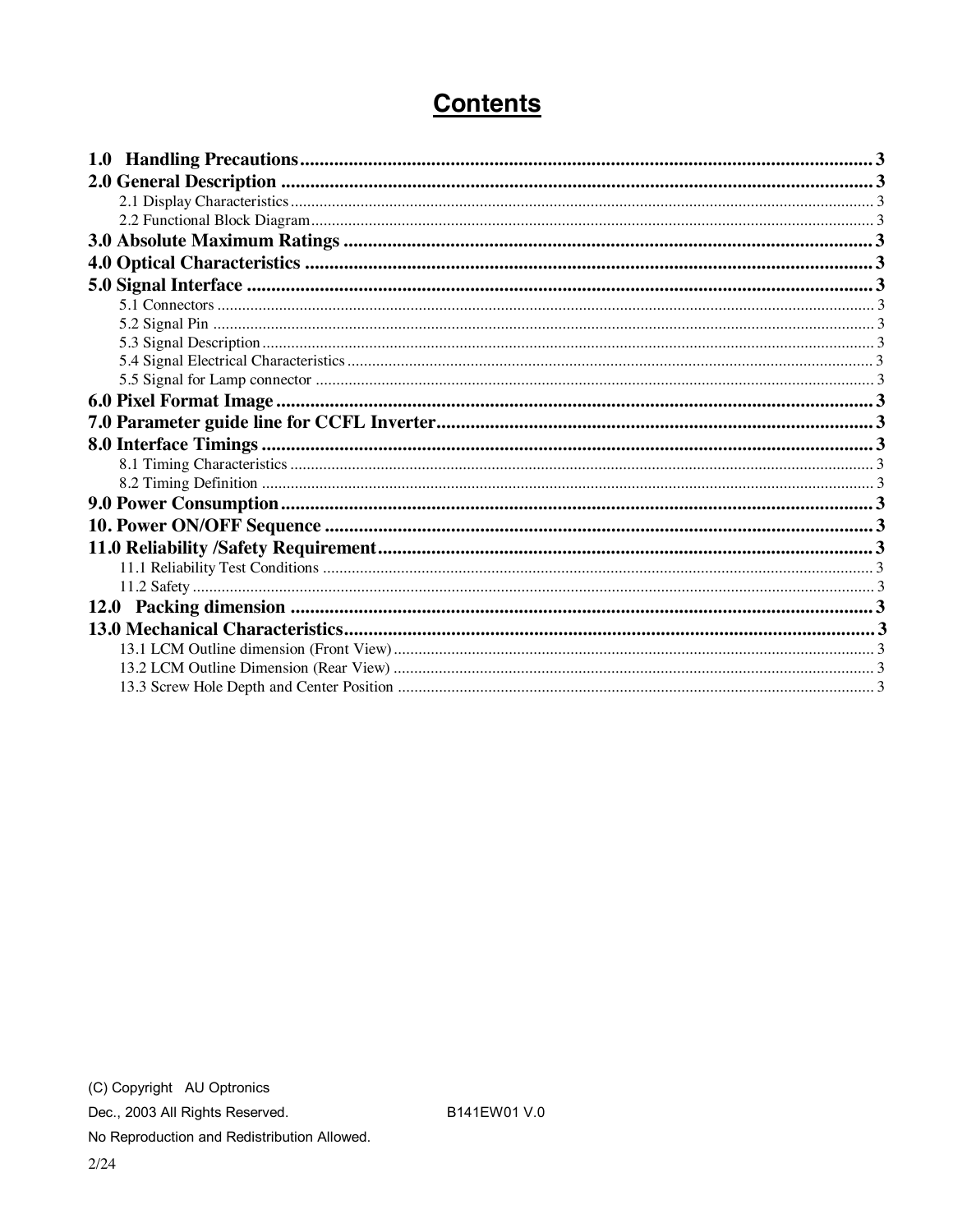# Contents

**1.0 Handling Precautions** .................................................. 3
**2.0 General Description** .................................................. 3
  2.1 Display Characteristics .................................................. 3
  2.2 Functional Block Diagram .................................................. 3
**3.0 Absolute Maximum Ratings** .................................................. 3
**4.0 Optical Characteristics** .................................................. 3
**5.0 Signal Interface** .................................................. 3
  5.1 Connectors .................................................. 3
  5.2 Signal Pin .................................................. 3
  5.3 Signal Description .................................................. 3
  5.4 Signal Electrical Characteristics .................................................. 3
  5.5 Signal for Lamp connector .................................................. 3
**6.0 Pixel Format Image** .................................................. 3
**7.0 Parameter guide line for CCFL Inverter** .................................................. 3
**8.0 Interface Timings** .................................................. 3
  8.1 Timing Characteristics .................................................. 3
  8.2 Timing Definition .................................................. 3
**9.0 Power Consumption** .................................................. 3
**10. Power ON/OFF Sequence** .................................................. 3
**11.0 Reliability /Safety Requirement** .................................................. 3
  11.1 Reliability Test Conditions .................................................. 3
  11.2 Safety .................................................. 3
**12.0 Packing dimension** .................................................. 3
**13.0 Mechanical Characteristics** .................................................. 3
  13.1 LCM Outline dimension (Front View) .................................................. 3
  13.2 LCM Outline Dimension (Rear View) .................................................. 3
  13.3 Screw Hole Depth and Center Position .................................................. 3

(C) Copyright AU Optronics
Dec., 2003 All Rights Reserved. B141EW01 V.0
No Reproduction and Redistribution Allowed.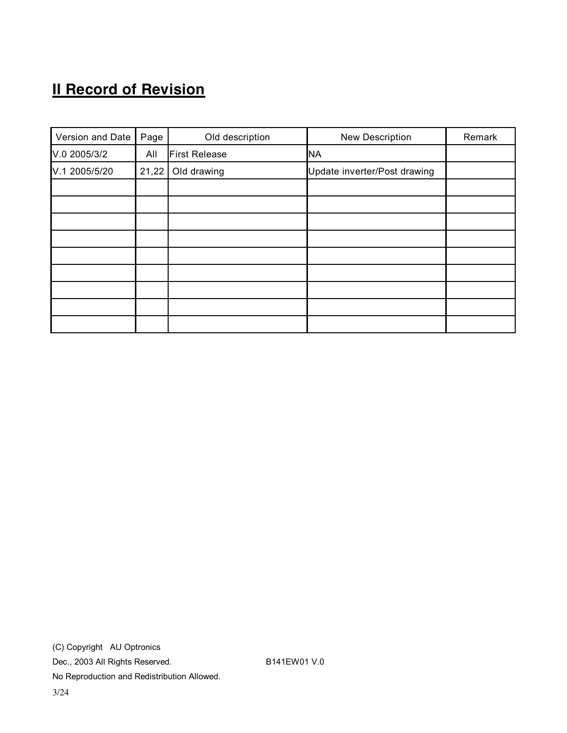## II Record of Revision

| Version and Date | Page | Old description | New Description | Remark |
|---|---|---|---|---|
| V.0 2005/3/2 | All | First Release | NA | |
| V.1 2005/5/20 | 21,22 | Old drawing | Update inverter/Post drawing | |
| | | | | |
| | | | | |
| | | | | |
| | | | | |
| | | | | |
| | | | | |
| | | | | |
| | | | | |
| | | | | |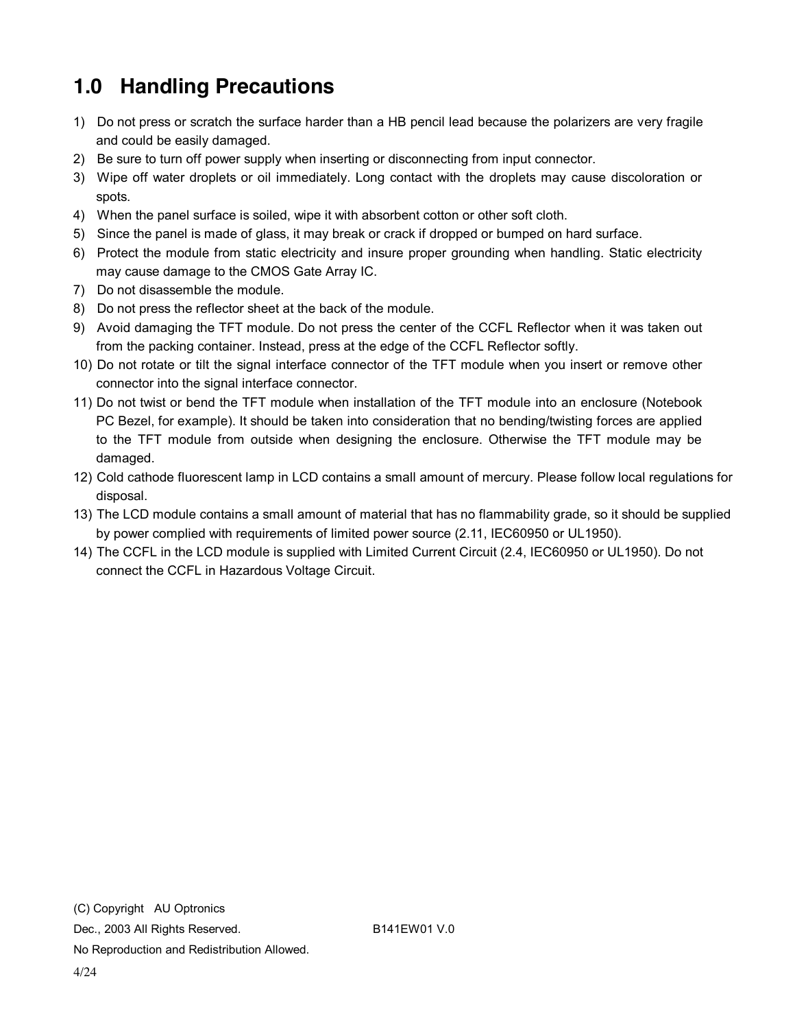## 1.0 Handling Precautions

1) Do not press or scratch the surface harder than a HB pencil lead because the polarizers are very fragile and could be easily damaged.
2) Be sure to turn off power supply when inserting or disconnecting from input connector.
3) Wipe off water droplets or oil immediately. Long contact with the droplets may cause discoloration or spots.
4) When the panel surface is soiled, wipe it with absorbent cotton or other soft cloth.
5) Since the panel is made of glass, it may break or crack if dropped or bumped on hard surface.
6) Protect the module from static electricity and insure proper grounding when handling. Static electricity may cause damage to the CMOS Gate Array IC.
7) Do not disassemble the module.
8) Do not press the reflector sheet at the back of the module.
9) Avoid damaging the TFT module. Do not press the center of the CCFL Reflector when it was taken out from the packing container. Instead, press at the edge of the CCFL Reflector softly.
10) Do not rotate or tilt the signal interface connector of the TFT module when you insert or remove other connector into the signal interface connector.
11) Do not twist or bend the TFT module when installation of the TFT module into an enclosure (Notebook PC Bezel, for example). It should be taken into consideration that no bending/twisting forces are applied to the TFT module from outside when designing the enclosure. Otherwise the TFT module may be damaged.
12) Cold cathode fluorescent lamp in LCD contains a small amount of mercury. Please follow local regulations for disposal.
13) The LCD module contains a small amount of material that has no flammability grade, so it should be supplied by power complied with requirements of limited power source (2.11, IEC60950 or UL1950).
14) The CCFL in the LCD module is supplied with Limited Current Circuit (2.4, IEC60950 or UL1950). Do not connect the CCFL in Hazardous Voltage Circuit.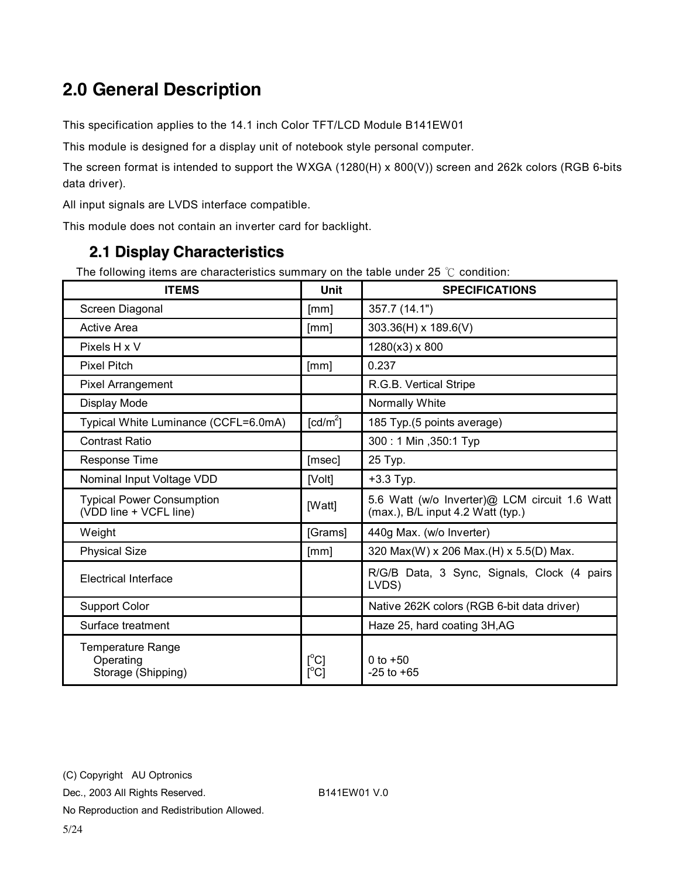# 2.0 General Description

This specification applies to the 14.1 inch Color TFT/LCD Module B141EW01

This module is designed for a display unit of notebook style personal computer.

The screen format is intended to support the WXGA (1280(H) x 800(V)) screen and 262k colors (RGB 6-bits data driver).

All input signals are LVDS interface compatible.

This module does not contain an inverter card for backlight.

## 2.1 Display Characteristics

The following items are characteristics summary on the table under 25 ℃ condition:

| ITEMS | Unit | SPECIFICATIONS |
|---|---|---|
| Screen Diagonal | [mm] | 357.7 (14.1") |
| Active Area | [mm] | 303.36(H) x 189.6(V) |
| Pixels H x V | | 1280(x3) x 800 |
| Pixel Pitch | [mm] | 0.237 |
| Pixel Arrangement | | R.G.B. Vertical Stripe |
| Display Mode | | Normally White |
| Typical White Luminance (CCFL=6.0mA) | [cd/m$^2$] | 185 Typ.(5 points average) |
| Contrast Ratio | | 300 : 1 Min ,350:1 Typ |
| Response Time | [msec] | 25 Typ. |
| Nominal Input Voltage VDD | [Volt] | +3.3 Typ. |
| Typical Power Consumption (VDD line + VCFL line) | [Watt] | 5.6 Watt (w/o Inverter)@ LCM circuit 1.6 Watt (max.), B/L input 4.2 Watt (typ.) |
| Weight | [Grams] | 440g Max. (w/o Inverter) |
| Physical Size | [mm] | 320 Max(W) x 206 Max.(H) x 5.5(D) Max. |
| Electrical Interface | | R/G/B Data, 3 Sync, Signals, Clock (4 pairs LVDS) |
| Support Color | | Native 262K colors (RGB 6-bit data driver) |
| Surface treatment | | Haze 25, hard coating 3H,AG |
| Temperature Range<br>Operating<br>Storage (Shipping) | <br>[$^o$C]<br>[$^o$C] | <br>0 to +50<br>-25 to +65 |

(C) Copyright AU Optronics

Dec., 2003 All Rights Reserved. B141EW01 V.0

No Reproduction and Redistribution Allowed.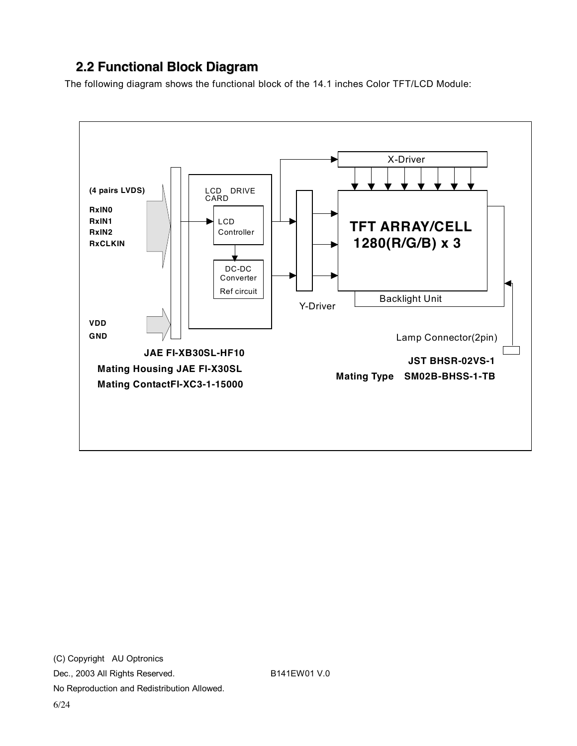## 2.2 Functional Block Diagram

The following diagram shows the functional block of the 14.1 inches Color TFT/LCD Module:

(4 pairs LVDS)

RxIN0
RxIN1
RxIN2
RxCLKIN

VDD
GND

LCD DRIVE CARD

LCD Controller

DC-DC Converter
Ref circuit

Y-Driver

X-Driver

TFT ARRAY/CELL
1280(R/G/B) x 3

Backlight Unit

Lamp Connector(2pin)

**JAE FI-XB30SL-HF10**
**Mating Housing JAE FI-X30SL**
**Mating ContactFI-XC3-1-15000**

**JST BHSR-02VS-1**
**Mating Type SM02B-BHSS-1-TB**

(C) Copyright AU Optronics
Dec., 2003 All Rights Reserved. B141EW01 V.0
No Reproduction and Redistribution Allowed.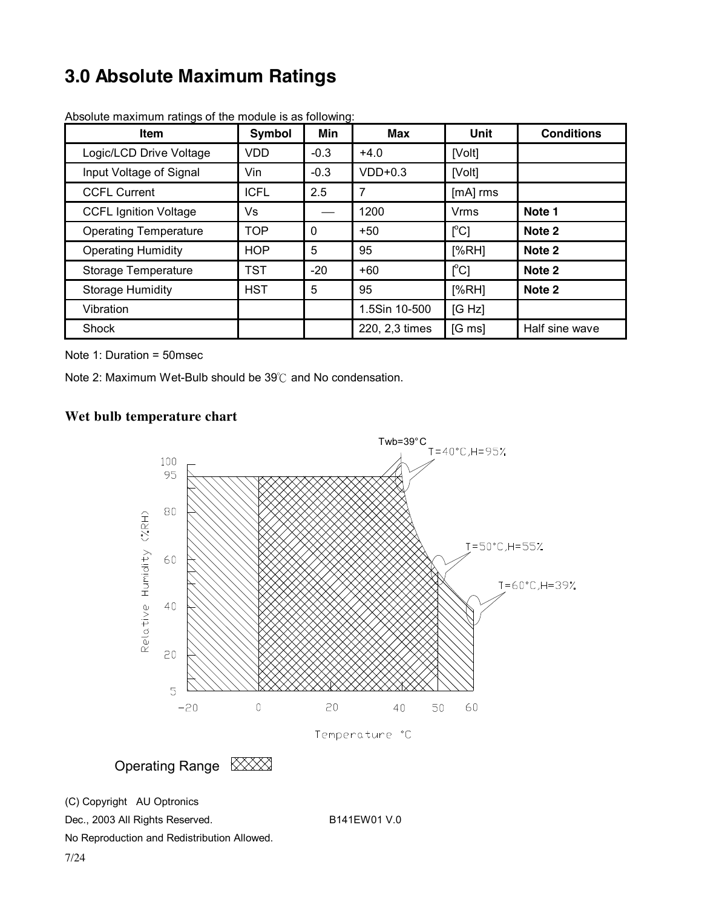# 3.0 Absolute Maximum Ratings

Absolute maximum ratings of the module is as following:

| Item | Symbol | Min | Max | Unit | Conditions |
|---|---|---|---|---|---|
| Logic/LCD Drive Voltage | VDD | -0.3 | +4.0 | [Volt] | |
| Input Voltage of Signal | Vin | -0.3 | VDD+0.3 | [Volt] | |
| CCFL Current | ICFL | 2.5 | 7 | [mA] rms | |
| CCFL Ignition Voltage | Vs | — | 1200 | Vrms | **Note 1** |
| Operating Temperature | TOP | 0 | +50 | [°C] | **Note 2** |
| Operating Humidity | HOP | 5 | 95 | [%RH] | **Note 2** |
| Storage Temperature | TST | -20 | +60 | [°C] | **Note 2** |
| Storage Humidity | HST | 5 | 95 | [%RH] | **Note 2** |
| Vibration | | | 1.5Sin 10-500 | [G Hz] | |
| Shock | | | 220, 2,3 times | [G ms] | Half sine wave |

Note 1: Duration = 50msec

Note 2: Maximum Wet-Bulb should be 39℃ and No condensation.

### Wet bulb temperature chart

Twb=39°C

T=40°C,H=95%

T=50°C,H=55%

T=60°C,H=39%

Relative Humidity (%RH)

Temperature °C

Operating Range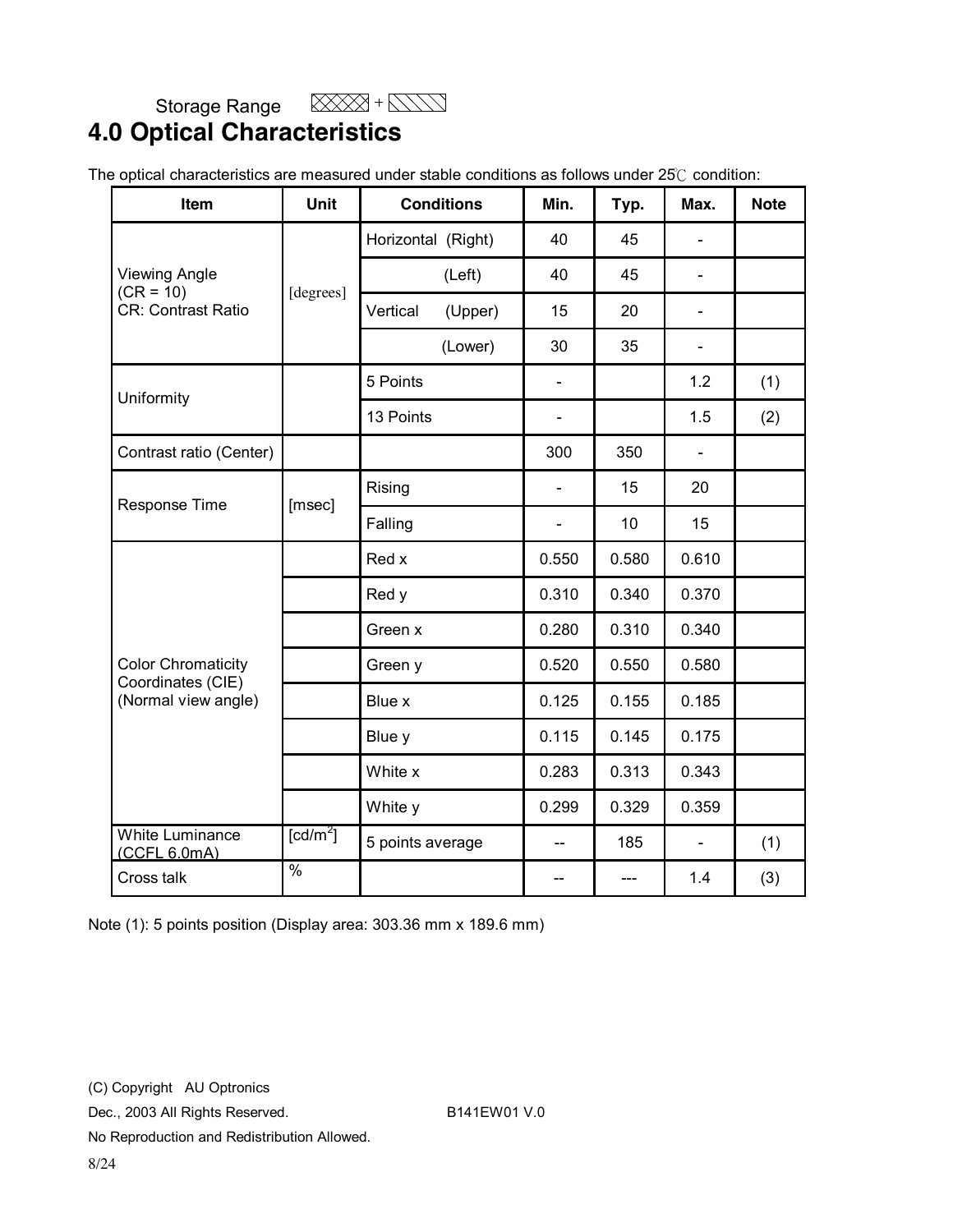Storage Range ☒☒☒ + ▧▧▧

# 4.0 Optical Characteristics

The optical characteristics are measured under stable conditions as follows under 25℃ condition:

| Item | Unit | Conditions | Min. | Typ. | Max. | Note |
|---|---|---|---|---|---|---|
| Viewing Angle (CR = 10) CR: Contrast Ratio | [degrees] | Horizontal (Right) | 40 | 45 | - | |
| | | (Left) | 40 | 45 | - | |
| | | Vertical (Upper) | 15 | 20 | - | |
| | | (Lower) | 30 | 35 | - | |
| Uniformity | | 5 Points | - | | 1.2 | (1) |
| | | 13 Points | - | | 1.5 | (2) |
| Contrast ratio (Center) | | | 300 | 350 | - | |
| Response Time | [msec] | Rising | - | 15 | 20 | |
| | | Falling | - | 10 | 15 | |
| Color Chromaticity Coordinates (CIE) (Normal view angle) | | Red x | 0.550 | 0.580 | 0.610 | |
| | | Red y | 0.310 | 0.340 | 0.370 | |
| | | Green x | 0.280 | 0.310 | 0.340 | |
| | | Green y | 0.520 | 0.550 | 0.580 | |
| | | Blue x | 0.125 | 0.155 | 0.185 | |
| | | Blue y | 0.115 | 0.145 | 0.175 | |
| | | White x | 0.283 | 0.313 | 0.343 | |
| | | White y | 0.299 | 0.329 | 0.359 | |
| White Luminance (CCFL 6.0mA) | [cd/m$^2$] | 5 points average | -- | 185 | - | (1) |
| Cross talk | % | | -- | --- | 1.4 | (3) |

Note (1): 5 points position (Display area: 303.36 mm x 189.6 mm)

(C) Copyright AU Optronics

Dec., 2003 All Rights Reserved. B141EW01 V.0

No Reproduction and Redistribution Allowed.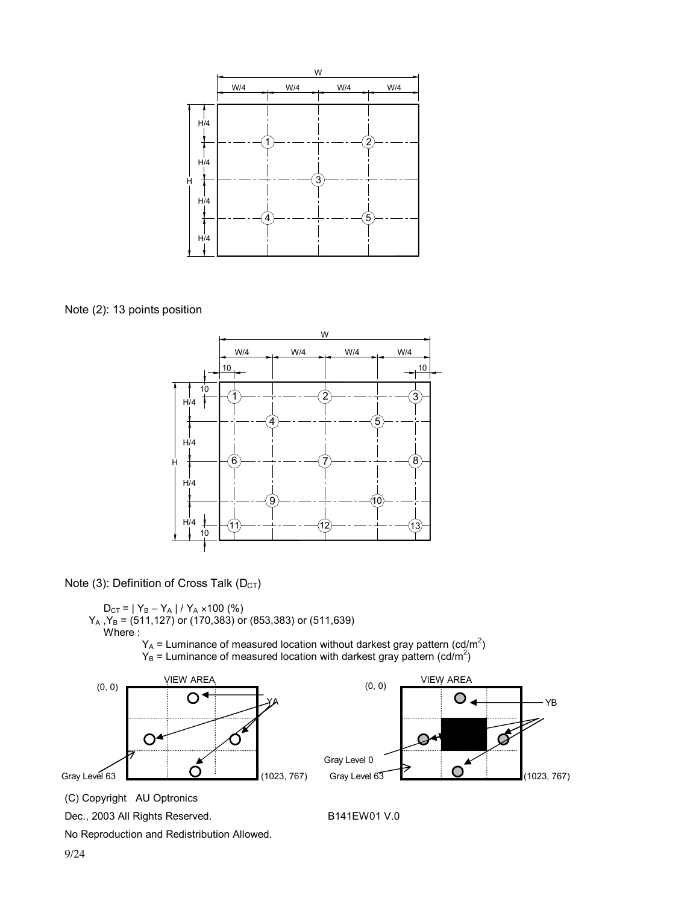Note (2): 13 points position

Note (3): Definition of Cross Talk ($D_{CT}$)

$D_{CT} = | Y_B – Y_A | / Y_A \times 100$ (%)

$Y_A$ ,$Y_B$ = (511,127) or (170,383) or (853,383) or (511,639)

Where :

$Y_A$ = Luminance of measured location without darkest gray pattern (cd/m$^2$)

$Y_B$ = Luminance of measured location with darkest gray pattern (cd/m$^2$)

(C) Copyright AU Optronics

Dec., 2003 All Rights Reserved. B141EW01 V.0

No Reproduction and Redistribution Allowed.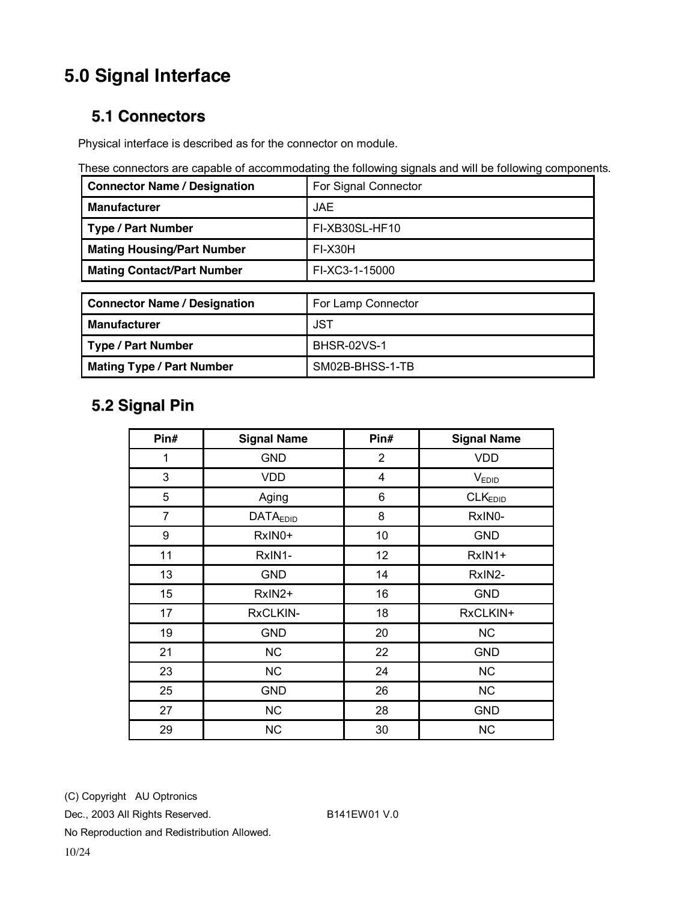# 5.0 Signal Interface

## 5.1 Connectors

Physical interface is described as for the connector on module.

These connectors are capable of accommodating the following signals and will be following components.

| **Connector Name / Designation** | For Signal Connector |
|---|---|
| **Manufacturer** | JAE |
| **Type / Part Number** | FI-XB30SL-HF10 |
| **Mating Housing/Part Number** | FI-X30H |
| **Mating Contact/Part Number** | FI-XC3-1-15000 |

| **Connector Name / Designation** | For Lamp Connector |
|---|---|
| **Manufacturer** | JST |
| **Type / Part Number** | BHSR-02VS-1 |
| **Mating Type / Part Number** | SM02B-BHSS-1-TB |

## 5.2 Signal Pin

| Pin# | Signal Name | Pin# | Signal Name |
|---|---|---|---|
| 1 | GND | 2 | VDD |
| 3 | VDD | 4 | $V_{EDID}$ |
| 5 | Aging | 6 | $CLK_{EDID}$ |
| 7 | $DATA_{EDID}$ | 8 | RxIN0- |
| 9 | RxIN0+ | 10 | GND |
| 11 | RxIN1- | 12 | RxIN1+ |
| 13 | GND | 14 | RxIN2- |
| 15 | RxIN2+ | 16 | GND |
| 17 | RxCLKIN- | 18 | RxCLKIN+ |
| 19 | GND | 20 | NC |
| 21 | NC | 22 | GND |
| 23 | NC | 24 | NC |
| 25 | GND | 26 | NC |
| 27 | NC | 28 | GND |
| 29 | NC | 30 | NC |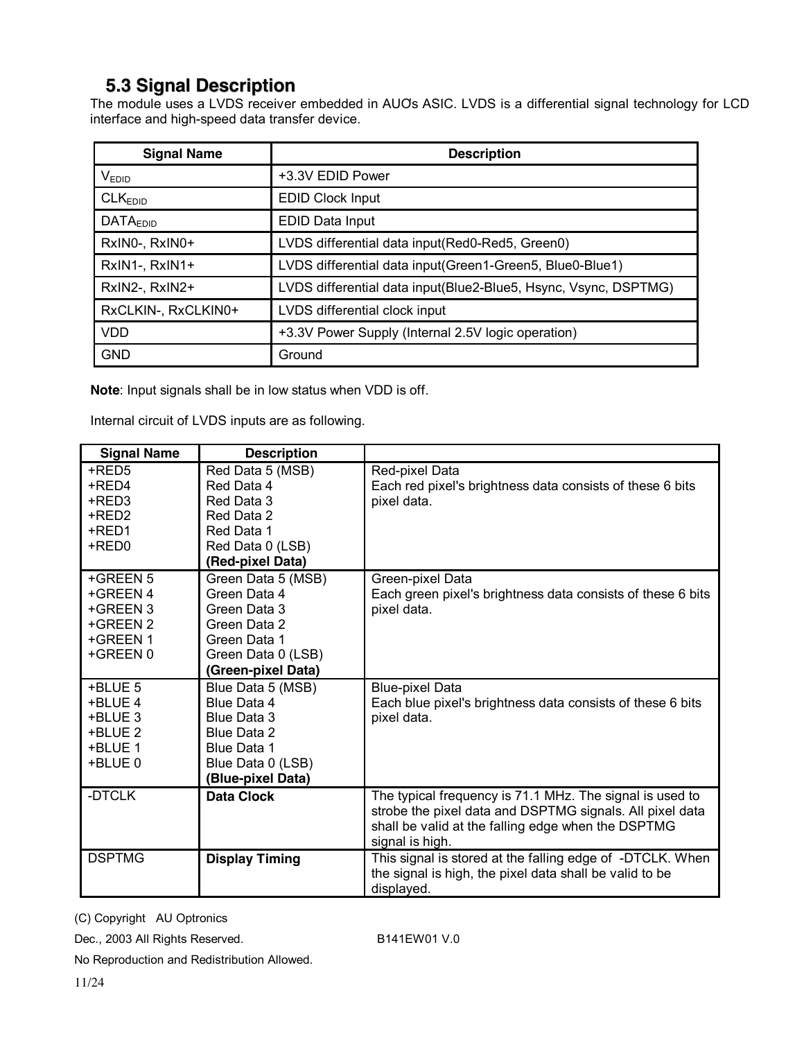## 5.3 Signal Description

The module uses a LVDS receiver embedded in AUO's ASIC. LVDS is a differential signal technology for LCD interface and high-speed data transfer device.

| Signal Name | Description |
|---|---|
| $V_{EDID}$ | +3.3V EDID Power |
| $CLK_{EDID}$ | EDID Clock Input |
| $DATA_{EDID}$ | EDID Data Input |
| RxIN0-, RxIN0+ | LVDS differential data input(Red0-Red5, Green0) |
| RxIN1-, RxIN1+ | LVDS differential data input(Green1-Green5, Blue0-Blue1) |
| RxIN2-, RxIN2+ | LVDS differential data input(Blue2-Blue5, Hsync, Vsync, DSPTMG) |
| RxCLKIN-, RxCLKIN0+ | LVDS differential clock input |
| VDD | +3.3V Power Supply (Internal 2.5V logic operation) |
| GND | Ground |

**Note**: Input signals shall be in low status when VDD is off.

Internal circuit of LVDS inputs are as following.

| Signal Name | Description | |
|---|---|---|
| +RED5<br>+RED4<br>+RED3<br>+RED2<br>+RED1<br>+RED0 | Red Data 5 (MSB)<br>Red Data 4<br>Red Data 3<br>Red Data 2<br>Red Data 1<br>Red Data 0 (LSB)<br>**(Red-pixel Data)** | Red-pixel Data<br>Each red pixel's brightness data consists of these 6 bits pixel data. |
| +GREEN 5<br>+GREEN 4<br>+GREEN 3<br>+GREEN 2<br>+GREEN 1<br>+GREEN 0 | Green Data 5 (MSB)<br>Green Data 4<br>Green Data 3<br>Green Data 2<br>Green Data 1<br>Green Data 0 (LSB)<br>**(Green-pixel Data)** | Green-pixel Data<br>Each green pixel's brightness data consists of these 6 bits pixel data. |
| +BLUE 5<br>+BLUE 4<br>+BLUE 3<br>+BLUE 2<br>+BLUE 1<br>+BLUE 0 | Blue Data 5 (MSB)<br>Blue Data 4<br>Blue Data 3<br>Blue Data 2<br>Blue Data 1<br>Blue Data 0 (LSB)<br>**(Blue-pixel Data)** | Blue-pixel Data<br>Each blue pixel's brightness data consists of these 6 bits pixel data. |
| -DTCLK | **Data Clock** | The typical frequency is 71.1 MHz. The signal is used to strobe the pixel data and DSPTMG signals. All pixel data shall be valid at the falling edge when the DSPTMG signal is high. |
| DSPTMG | **Display Timing** | This signal is stored at the falling edge of -DTCLK. When the signal is high, the pixel data shall be valid to be displayed. |

(C) Copyright AU Optronics

Dec., 2003 All Rights Reserved. B141EW01 V.0

No Reproduction and Redistribution Allowed.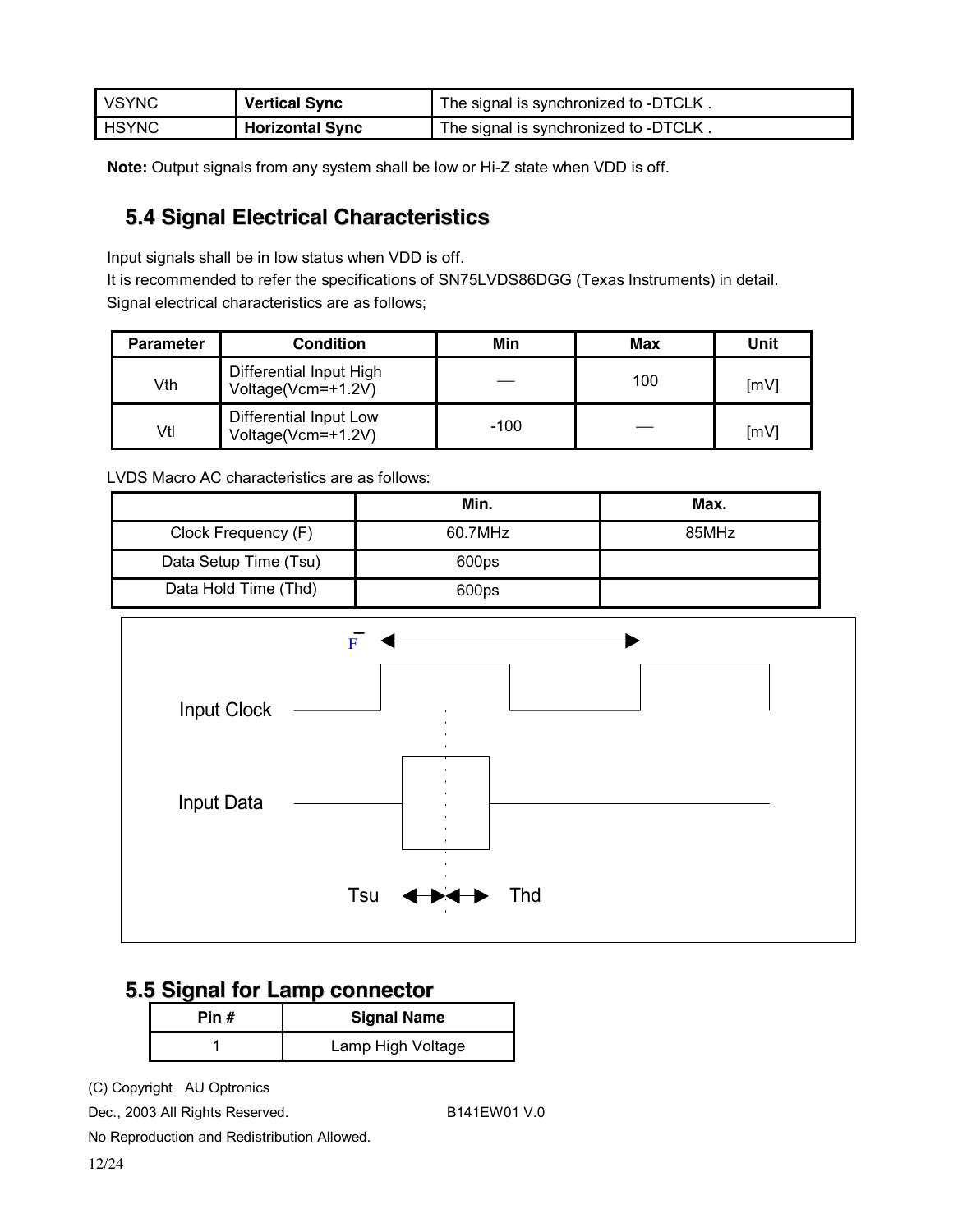| VSYNC | **Vertical Sync** | The signal is synchronized to -DTCLK . |
|---|---|---|
| HSYNC | **Horizontal Sync** | The signal is synchronized to -DTCLK . |

**Note:** Output signals from any system shall be low or Hi-Z state when VDD is off.

## 5.4 Signal Electrical Characteristics

Input signals shall be in low status when VDD is off.

It is recommended to refer the specifications of SN75LVDS86DGG (Texas Instruments) in detail.

Signal electrical characteristics are as follows;

| Parameter | Condition | Min | Max | Unit |
|---|---|---|---|---|
| Vth | Differential Input High Voltage(Vcm=+1.2V) | — | 100 | [mV] |
| Vtl | Differential Input Low Voltage(Vcm=+1.2V) | -100 | — | [mV] |

LVDS Macro AC characteristics are as follows:

| | Min. | Max. |
|---|---|---|
| Clock Frequency (F) | 60.7MHz | 85MHz |
| Data Setup Time (Tsu) | 600ps | |
| Data Hold Time (Thd) | 600ps | |

$\bar{F}$

Input Clock

Input Data

Tsu Thd

## 5.5 Signal for Lamp connector

| Pin # | Signal Name |
|---|---|
| 1 | Lamp High Voltage |

(C) Copyright AU Optronics

Dec., 2003 All Rights Reserved. B141EW01 V.0

No Reproduction and Redistribution Allowed.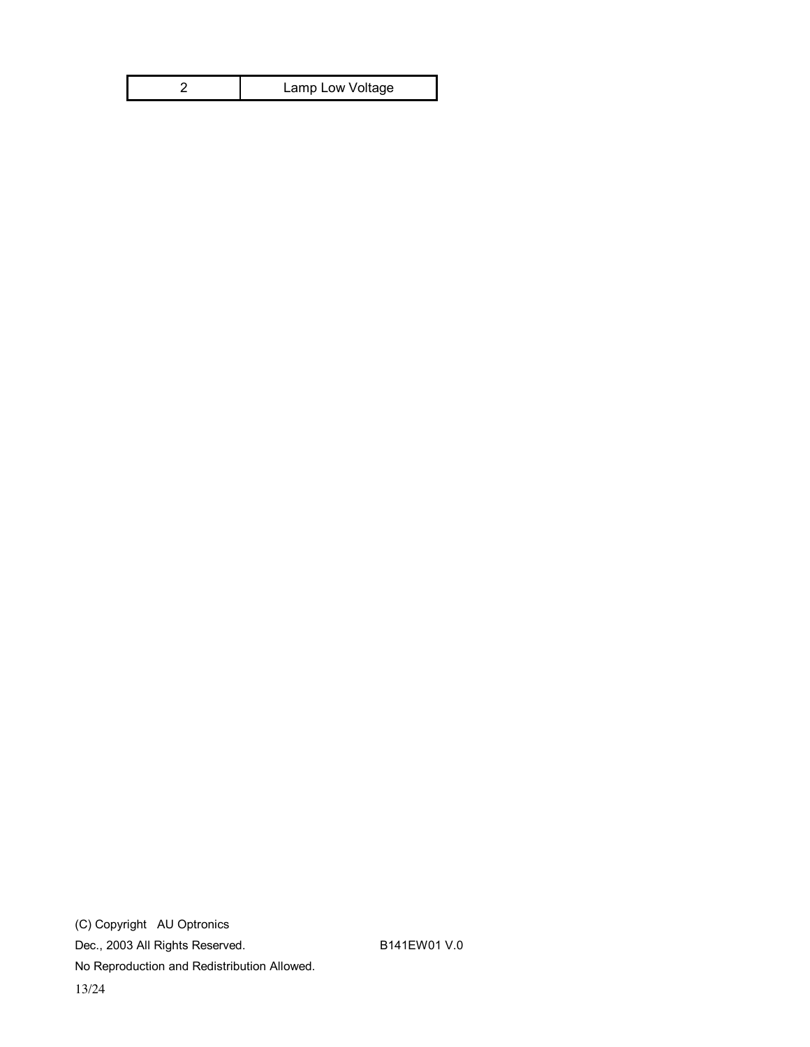| 2 | Lamp Low Voltage |
|---|---|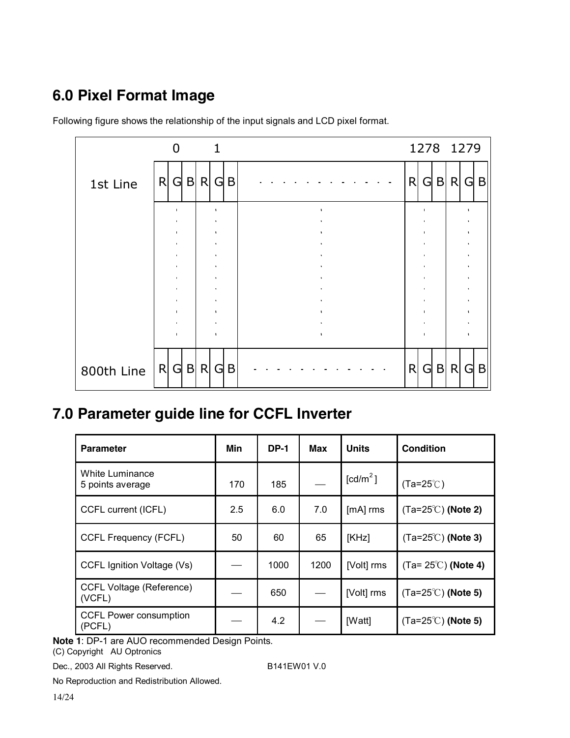## 6.0 Pixel Format Image

Following figure shows the relationship of the input signals and LCD pixel format.

| | 0 | | | 1 | | | | 1278 | | | 1279 | | |
|---|---|---|---|---|---|---|---|---|---|---|---|---|---|
| 1st Line | R | G | B | R | G | B | - - - - - - - - - - - - | R | G | B | R | G | B |
| | ⋮ | | | ⋮ | | | ⋮ | ⋮ | | | ⋮ | | |
| 800th Line | R | G | B | R | G | B | - - - - - - - - - - - - | R | G | B | R | G | B |

## 7.0 Parameter guide line for CCFL Inverter

| Parameter | Min | DP-1 | Max | Units | Condition |
|---|---|---|---|---|---|
| White Luminance 5 points average | 170 | 185 | — | [cd/m$^2$] | (Ta=25℃) |
| CCFL current (ICFL) | 2.5 | 6.0 | 7.0 | [mA] rms | (Ta=25℃) **(Note 2)** |
| CCFL Frequency (FCFL) | 50 | 60 | 65 | [KHz] | (Ta=25℃) **(Note 3)** |
| CCFL Ignition Voltage (Vs) | — | 1000 | 1200 | [Volt] rms | (Ta= 25℃) **(Note 4)** |
| CCFL Voltage (Reference) (VCFL) | — | 650 | — | [Volt] rms | (Ta=25℃) **(Note 5)** |
| CCFL Power consumption (PCFL) | — | 4.2 | — | [Watt] | (Ta=25℃) **(Note 5)** |

**Note 1**: DP-1 are AUO recommended Design Points.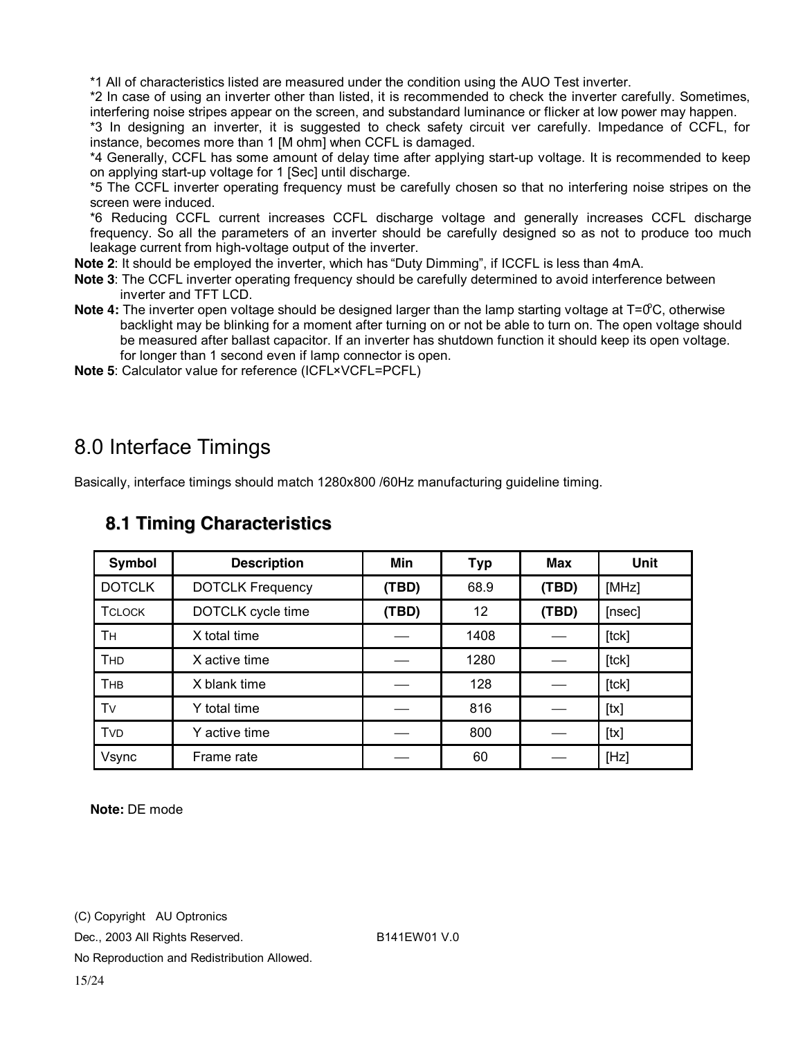*1 All of characteristics listed are measured under the condition using the AUO Test inverter.

*2 In case of using an inverter other than listed, it is recommended to check the inverter carefully. Sometimes, interfering noise stripes appear on the screen, and substandard luminance or flicker at low power may happen.

*3 In designing an inverter, it is suggested to check safety circuit ver carefully. Impedance of CCFL, for instance, becomes more than 1 [M ohm] when CCFL is damaged.

*4 Generally, CCFL has some amount of delay time after applying start-up voltage. It is recommended to keep on applying start-up voltage for 1 [Sec] until discharge.

*5 The CCFL inverter operating frequency must be carefully chosen so that no interfering noise stripes on the screen were induced.

*6 Reducing CCFL current increases CCFL discharge voltage and generally increases CCFL discharge frequency. So all the parameters of an inverter should be carefully designed so as not to produce too much leakage current from high-voltage output of the inverter.

**Note 2**: It should be employed the inverter, which has "Duty Dimming", if ICCFL is less than 4mA.

**Note 3**: The CCFL inverter operating frequency should be carefully determined to avoid interference between inverter and TFT LCD.

**Note 4:** The inverter open voltage should be designed larger than the lamp starting voltage at T=0°C, otherwise backlight may be blinking for a moment after turning on or not be able to turn on. The open voltage should be measured after ballast capacitor. If an inverter has shutdown function it should keep its open voltage. for longer than 1 second even if lamp connector is open.

**Note 5**: Calculator value for reference (ICFL×VCFL=PCFL)

# 8.0 Interface Timings

Basically, interface timings should match 1280x800 /60Hz manufacturing guideline timing.

## 8.1 Timing Characteristics

| Symbol | Description | Min | Typ | Max | Unit |
| --- | --- | --- | --- | --- | --- |
| DOTCLK | DOTCLK Frequency | **(TBD)** | 68.9 | **(TBD)** | [MHz] |
| $T_{CLOCK}$ | DOTCLK cycle time | **(TBD)** | 12 | **(TBD)** | [nsec] |
| $T_H$ | X total time | — | 1408 | — | [tck] |
| $T_{HD}$ | X active time | — | 1280 | — | [tck] |
| $T_{HB}$ | X blank time | — | 128 | — | [tck] |
| $T_V$ | Y total time | — | 816 | — | [tx] |
| $T_{VD}$ | Y active time | — | 800 | — | [tx] |
| Vsync | Frame rate | — | 60 | — | [Hz] |

**Note:** DE mode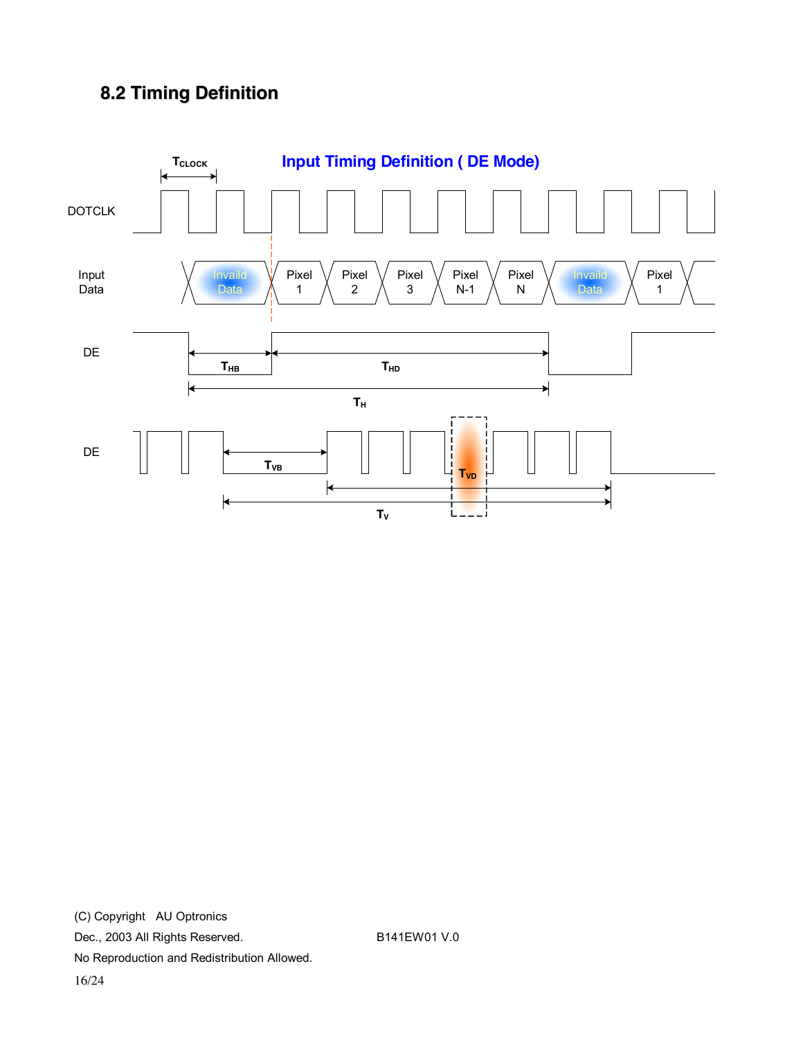## 8.2 Timing Definition

**Input Timing Definition ( DE Mode)**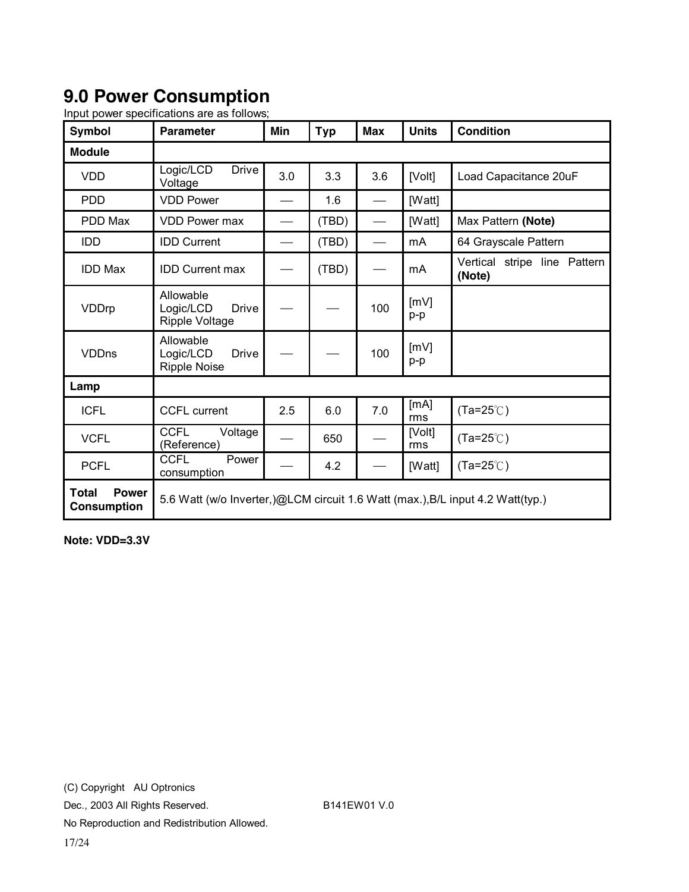# 9.0 Power Consumption

Input power specifications are as follows;

| Symbol | Parameter | Min | Typ | Max | Units | Condition |
|---|---|---|---|---|---|---|
| **Module** | | | | | | |
| VDD | Logic/LCD Drive Voltage | 3.0 | 3.3 | 3.6 | [Volt] | Load Capacitance 20uF |
| PDD | VDD Power | — | 1.6 | — | [Watt] | |
| PDD Max | VDD Power max | — | (TBD) | — | [Watt] | Max Pattern **(Note)** |
| IDD | IDD Current | — | (TBD) | — | mA | 64 Grayscale Pattern |
| IDD Max | IDD Current max | — | (TBD) | — | mA | Vertical stripe line Pattern **(Note)** |
| VDDrp | Allowable Logic/LCD Drive Ripple Voltage | — | — | 100 | [mV] p-p | |
| VDDns | Allowable Logic/LCD Drive Ripple Noise | — | — | 100 | [mV] p-p | |
| **Lamp** | | | | | | |
| ICFL | CCFL current | 2.5 | 6.0 | 7.0 | [mA] rms | (Ta=25℃) |
| VCFL | CCFL Voltage (Reference) | — | 650 | — | [Volt] rms | (Ta=25℃) |
| PCFL | CCFL Power consumption | — | 4.2 | — | [Watt] | (Ta=25℃) |
| **Total Power Consumption** | 5.6 Watt (w/o Inverter,)@LCM circuit 1.6 Watt (max.),B/L input 4.2 Watt(typ.) | | | | | |

**Note: VDD=3.3V**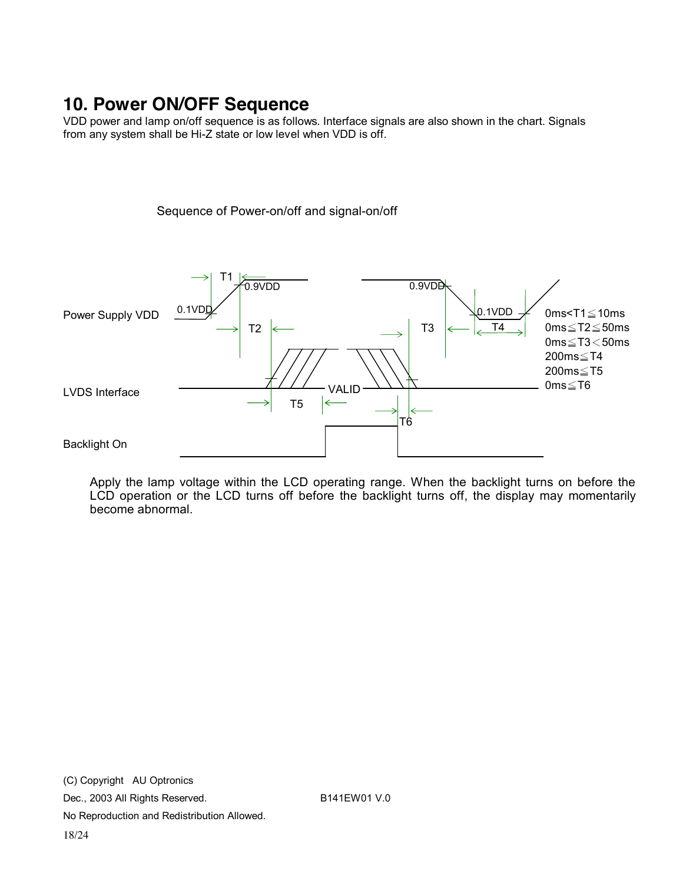# 10. Power ON/OFF Sequence

VDD power and lamp on/off sequence is as follows. Interface signals are also shown in the chart. Signals from any system shall be Hi-Z state or low level when VDD is off.

Sequence of Power-on/off and signal-on/off

Power Supply VDD

LVDS Interface

Backlight On

0.1VDD 0.9VDD T1 T2 T3 T4 T5 T6 VALID

0ms<T1≦10ms
0ms≦T2≦50ms
0ms≦T3<50ms
200ms≦T4
200ms≦T5
0ms≦T6

Apply the lamp voltage within the LCD operating range. When the backlight turns on before the LCD operation or the LCD turns off before the backlight turns off, the display may momentarily become abnormal.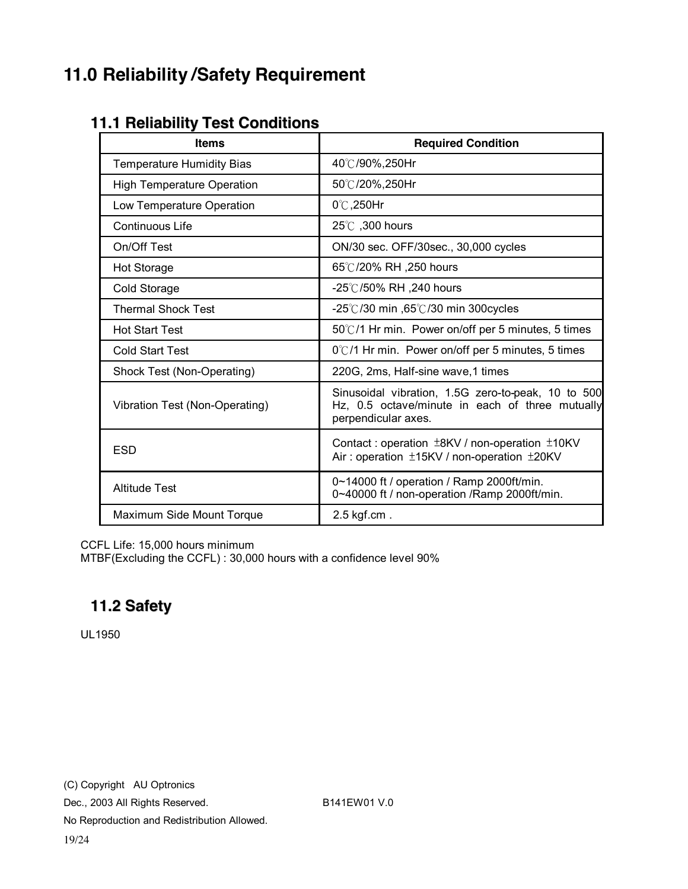# 11.0 Reliability /Safety Requirement

## 11.1 Reliability Test Conditions

| Items | Required Condition |
|---|---|
| Temperature Humidity Bias | 40℃/90%,250Hr |
| High Temperature Operation | 50℃/20%,250Hr |
| Low Temperature Operation | 0℃,250Hr |
| Continuous Life | 25℃ ,300 hours |
| On/Off Test | ON/30 sec. OFF/30sec., 30,000 cycles |
| Hot Storage | 65℃/20% RH ,250 hours |
| Cold Storage | -25℃/50% RH ,240 hours |
| Thermal Shock Test | -25℃/30 min ,65℃/30 min 300cycles |
| Hot Start Test | 50℃/1 Hr min. Power on/off per 5 minutes, 5 times |
| Cold Start Test | 0℃/1 Hr min. Power on/off per 5 minutes, 5 times |
| Shock Test (Non-Operating) | 220G, 2ms, Half-sine wave,1 times |
| Vibration Test (Non-Operating) | Sinusoidal vibration, 1.5G zero-to-peak, 10 to 500 Hz, 0.5 octave/minute in each of three mutually perpendicular axes. |
| ESD | Contact : operation ±8KV / non-operation ±10KV<br>Air : operation ±15KV / non-operation ±20KV |
| Altitude Test | 0~14000 ft / operation / Ramp 2000ft/min.<br>0~40000 ft / non-operation /Ramp 2000ft/min. |
| Maximum Side Mount Torque | 2.5 kgf.cm . |

CCFL Life: 15,000 hours minimum
MTBF(Excluding the CCFL) : 30,000 hours with a confidence level 90%

## 11.2 Safety

UL1950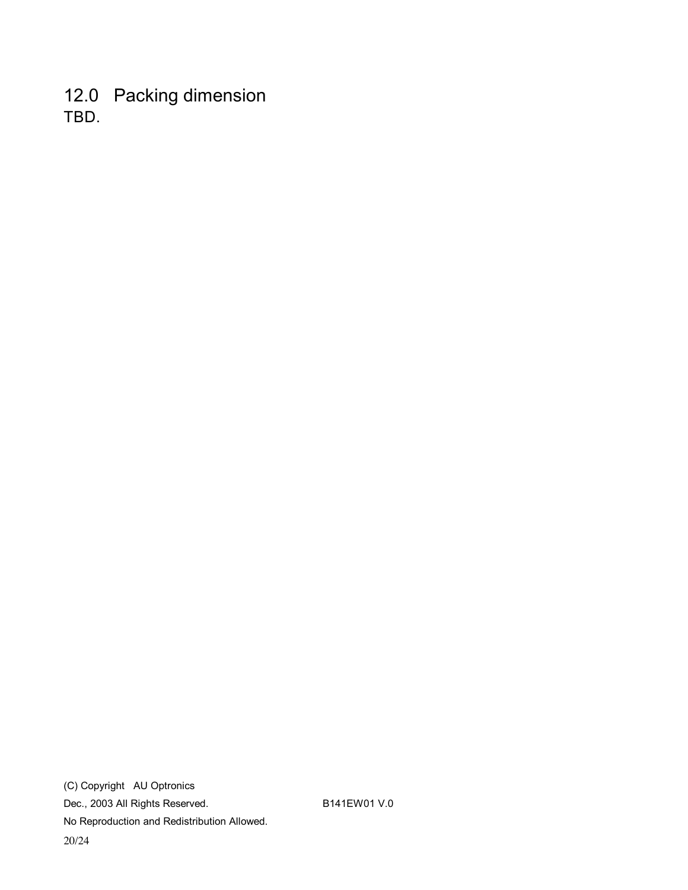## 12.0 Packing dimension

TBD.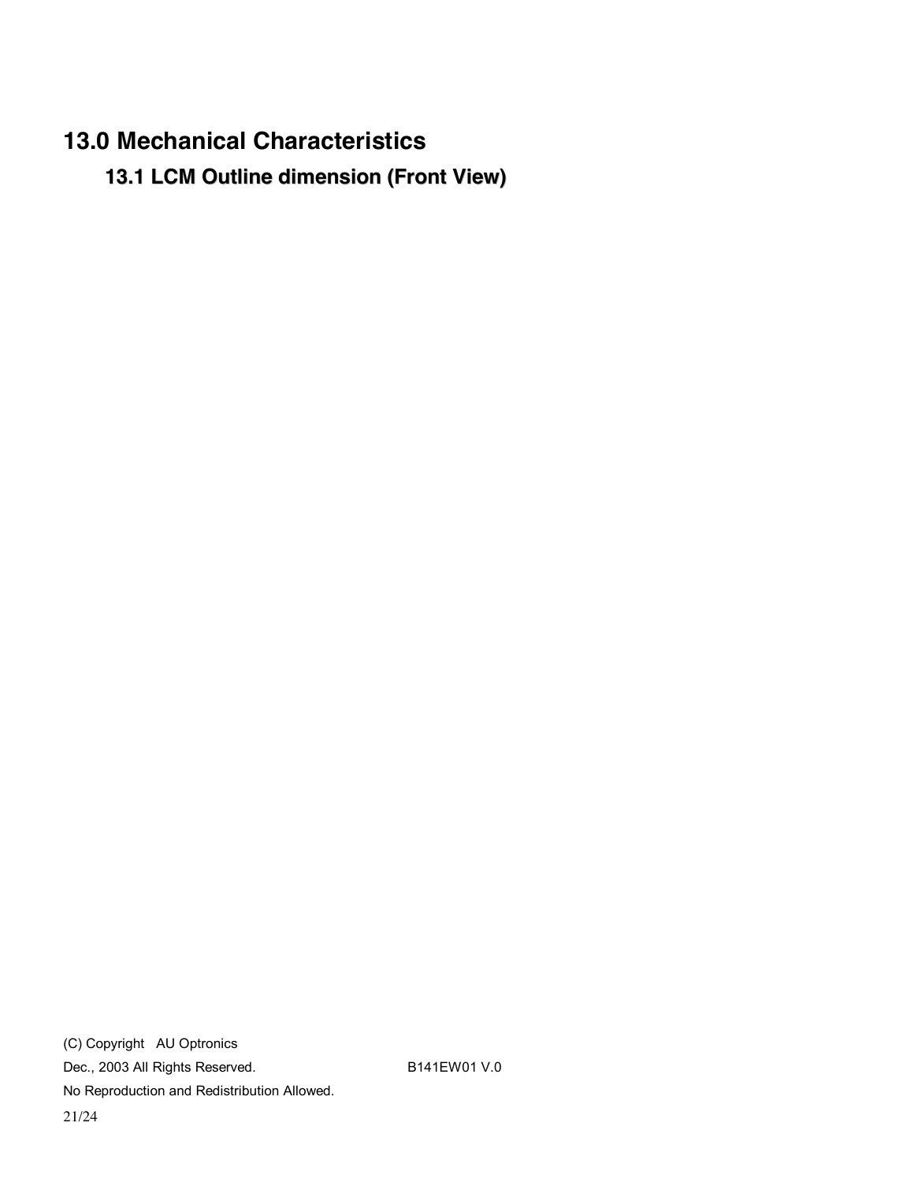# 13.0 Mechanical Characteristics

## 13.1 LCM Outline dimension (Front View)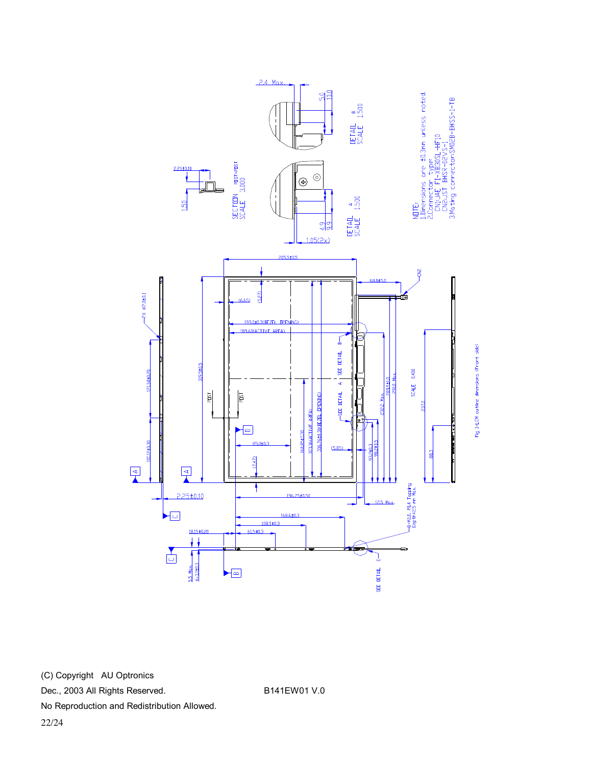NOTE:
1. Dimensions are ±0.3mm unless noted.
2. Connector type:
   CN1:JAE FI-XB30SL-HF10
   CN2:JST BHSR-02VS-1
3. Mating connector:SM02B-BHSS-1-TB

DETAIL A SCALE 1.500

DETAIL B SCALE 1.500

SECTION POST-POST SCALE 3.000

SCALE 0.400

Fig.1-LCM outline dimensions (Front side)

(C) Copyright AU Optronics

Dec., 2003 All Rights Reserved. B141EW01 V.0

No Reproduction and Redistribution Allowed.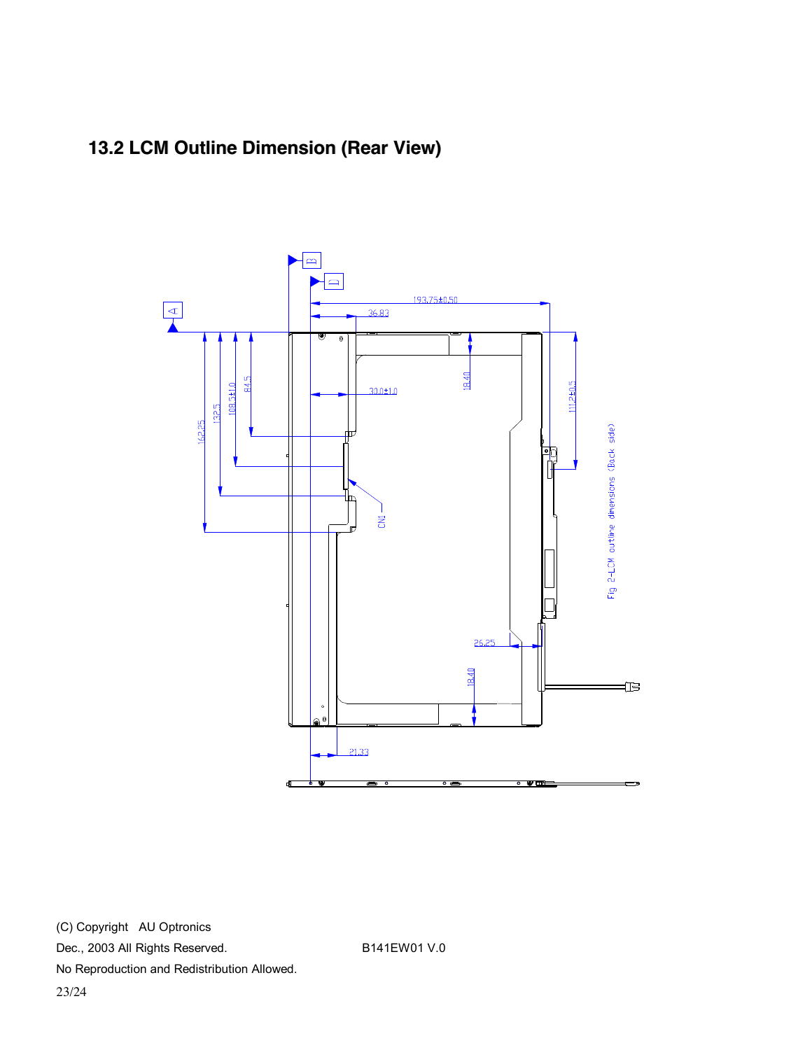## 13.2 LCM Outline Dimension (Rear View)

193.75±0.50

36.83

30.0±1.0

18.40

111.2±0.5

84.5

108.5±1.0

132.5

162.25

CN1

26.25

18.40

21.33

Fig 2-LCM outline dimensions (Back side)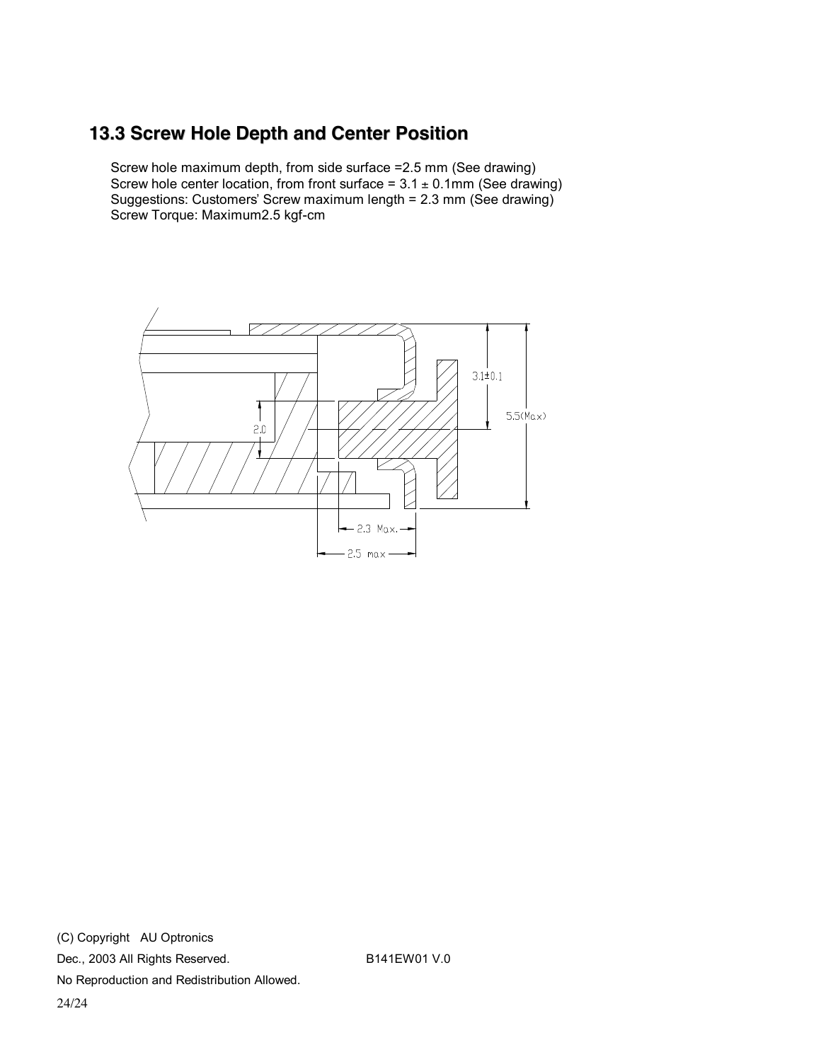### 13.3 Screw Hole Depth and Center Position

Screw hole maximum depth, from side surface =2.5 mm (See drawing)
Screw hole center location, from front surface = 3.1 ± 0.1mm (See drawing)
Suggestions: Customers' Screw maximum length = 2.3 mm (See drawing)
Screw Torque: Maximum2.5 kgf-cm

3.1±0.1

5.5(Max)

2.0

2.3 Max.

2.5 max

(C) Copyright AU Optronics
Dec., 2003 All Rights Reserved. B141EW01 V.0
No Reproduction and Redistribution Allowed.